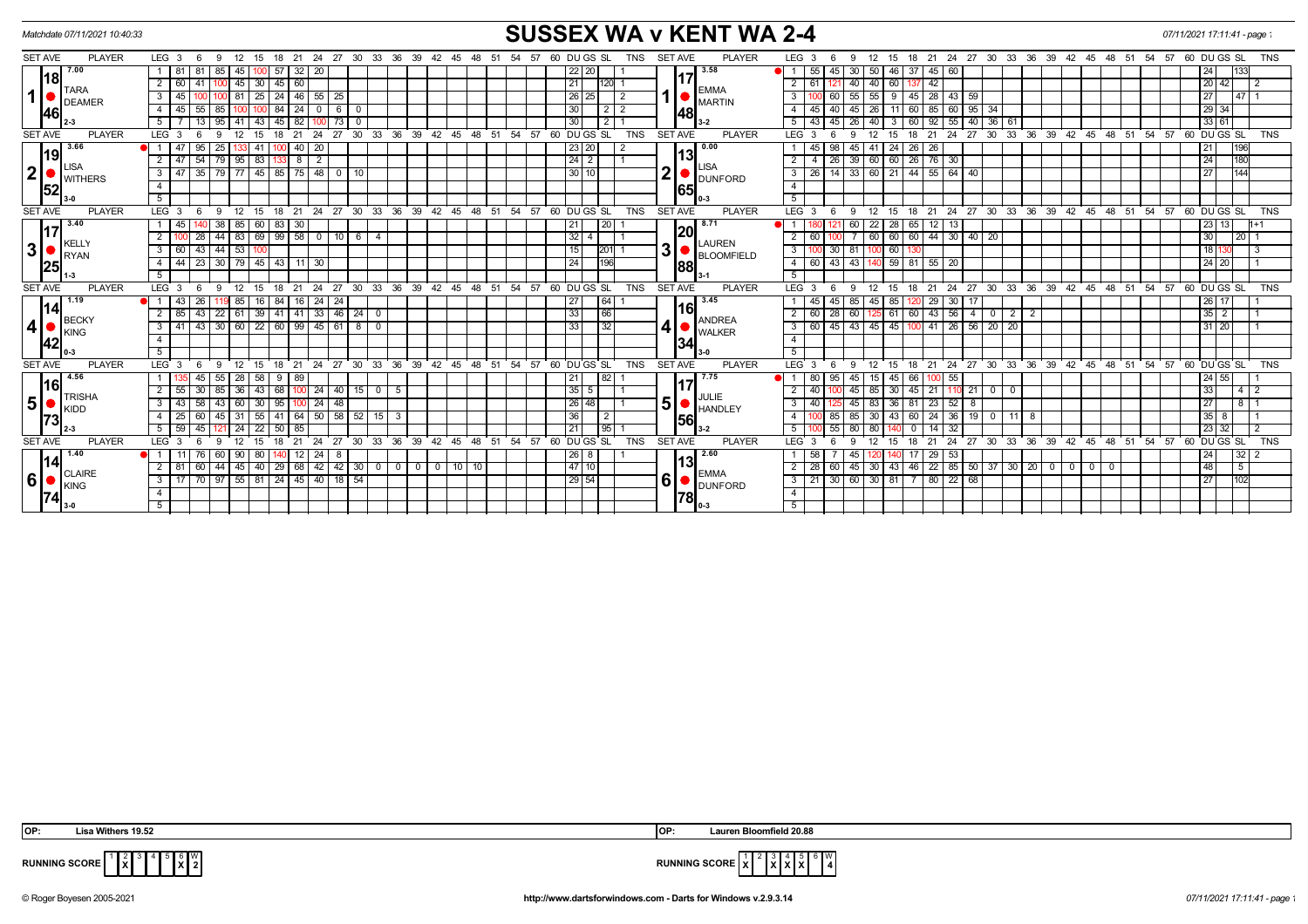# SUSSEX WA v KENT WA 2-4

Matchdate 07/11/2021 10:40:33

**Set 1**

| SET AVE | PLAYER | LEG | Scores | DU | GS | SL | TNS |
|---|---|---|---|---|---|---|---|
| 7.00 / 18 / 46 | TARA DEAMER (2-3) | 1 | 81 81 85 45 100 57 32 20 | 22 | 20 | | 1 |
| | | 2 | 60 41 100 45 30 45 60 | 21 | | 120 | 1 |
| | | 3 | 45 100 100 81 25 24 46 55 25 | 26 | 25 | | 2 |
| | | 4 | 45 55 85 100 100 84 24 0 6 0 | 30 | | 2 | 2 |
| | | 5 | 7 13 95 41 43 45 82 100 73 0 | 30 | | 2 | 1 |

| SET AVE | PLAYER | LEG | Scores | DU | GS | SL | TNS |
|---|---|---|---|---|---|---|---|
| 3.58 / 17 / 48 | EMMA MARTIN (3-2) | 1 | 55 45 30 50 46 37 45 60 | 24 | | 133 | |
| | | 2 | 61 121 40 40 60 137 42 | 20 | 42 | | 2 |
| | | 3 | 100 60 55 55 9 45 28 43 59 | 27 | | 47 | 1 |
| | | 4 | 45 40 45 26 11 60 85 60 95 34 | 29 | 34 | | |
| | | 5 | 43 45 26 40 3 60 92 55 40 36 61 | 33 | 61 | | |

**Set 2**

| SET AVE | PLAYER | LEG | Scores | DU | GS | SL | TNS |
|---|---|---|---|---|---|---|---|
| 3.66 / 19 / 52 | LISA WITHERS (3-0) | 1 | 47 95 25 133 41 100 40 20 | 23 | 20 | | 2 |
| | | 2 | 47 54 79 95 83 133 8 2 | 24 | 2 | | 1 |
| | | 3 | 47 35 79 77 45 85 75 48 0 10 | 30 | 10 | | |

| SET AVE | PLAYER | LEG | Scores | DU | GS | SL | TNS |
|---|---|---|---|---|---|---|---|
| 0.00 / 13 / 65 | LISA DUNFORD (0-3) | 1 | 45 98 45 41 24 26 26 | 21 | | 196 | |
| | | 2 | 4 26 39 60 60 26 76 30 | 24 | | 180 | |
| | | 3 | 26 14 33 60 21 44 55 64 40 | 27 | | 144 | |

**Set 3**

| SET AVE | PLAYER | LEG | Scores | DU | GS | SL | TNS |
|---|---|---|---|---|---|---|---|
| 3.40 / 17 / 25 | KELLY RYAN (1-3) | 1 | 45 140 38 85 60 83 30 | 21 | | 20 | 1 |
| | | 2 | 100 28 44 83 69 99 58 0 10 6 4 | 32 | 4 | | 1 |
| | | 3 | 60 43 44 53 100 | 15 | | 201 | 1 |
| | | 4 | 44 23 30 79 45 43 11 30 | 24 | | 196 | |

| SET AVE | PLAYER | LEG | Scores | DU | GS | SL | TNS |
|---|---|---|---|---|---|---|---|
| 8.71 / 20 / 88 | LAUREN BLOOMFIELD (3-1) | 1 | 180 121 60 22 28 65 12 13 | 23 | 13 | | 1+1 |
| | | 2 | 60 100 7 60 60 60 44 30 40 20 | 30 | | 20 | 1 |
| | | 3 | 100 30 81 100 60 130 | 18 | 130 | | 3 |
| | | 4 | 60 43 43 140 59 81 55 20 | 24 | 20 | | 1 |

**Set 4**

| SET AVE | PLAYER | LEG | Scores | DU | GS | SL | TNS |
|---|---|---|---|---|---|---|---|
| 1.19 / 14 / 42 | BECKY KING (0-3) | 1 | 43 26 119 85 16 84 16 24 24 | 27 | | 64 | 1 |
| | | 2 | 85 43 22 61 39 41 41 33 46 24 0 | 33 | | 66 | |
| | | 3 | 41 43 30 60 22 60 99 45 61 8 0 | 33 | | 32 | |

| SET AVE | PLAYER | LEG | Scores | DU | GS | SL | TNS |
|---|---|---|---|---|---|---|---|
| 3.45 / 16 / 34 | ANDREA WALKER (3-0) | 1 | 45 45 85 45 85 120 29 30 17 | 26 | 17 | | 1 |
| | | 2 | 60 28 60 125 61 60 43 56 4 0 2 2 | 35 | 2 | | 1 |
| | | 3 | 60 45 43 45 45 100 41 26 56 20 20 | 31 | 20 | | 1 |

**Set 5**

| SET AVE | PLAYER | LEG | Scores | DU | GS | SL | TNS |
|---|---|---|---|---|---|---|---|
| 4.56 / 16 / 73 | TRISHA KIDD (2-3) | 1 | 135 45 55 28 58 9 89 | 21 | | 82 | 1 |
| | | 2 | 55 30 85 36 43 68 100 24 40 15 0 5 | 35 | 5 | | 1 |
| | | 3 | 43 58 43 60 30 95 100 24 48 | 26 | 48 | | 1 |
| | | 4 | 25 60 45 31 55 41 64 50 58 52 15 3 | 36 | | 2 | |
| | | 5 | 59 45 121 24 22 50 85 | 21 | | 95 | 1 |

| SET AVE | PLAYER | LEG | Scores | DU | GS | SL | TNS |
|---|---|---|---|---|---|---|---|
| 7.75 / 17 / 56 | JULIE HANDLEY (3-2) | 1 | 80 95 45 15 45 66 100 55 | 24 | 55 | | 1 |
| | | 2 | 40 100 45 85 30 45 21 110 21 0 0 | 33 | | 4 | 2 |
| | | 3 | 40 125 45 83 36 81 23 52 8 | 27 | | 8 | 1 |
| | | 4 | 100 85 85 30 43 60 24 36 19 0 11 8 | 35 | 8 | | 1 |
| | | 5 | 100 55 80 80 140 0 14 32 | 23 | 32 | | 2 |

**Set 6**

| SET AVE | PLAYER | LEG | Scores | DU | GS | SL | TNS |
|---|---|---|---|---|---|---|---|
| 1.40 / 14 / 74 | CLAIRE KING (3-0) | 1 | 11 76 60 90 80 140 12 24 8 | 26 | 8 | | 1 |
| | | 2 | 81 60 44 45 40 29 68 42 42 30 0 0 0 0 10 10 | 47 | 10 | | |
| | | 3 | 17 70 97 55 81 24 45 40 18 54 | 29 | 54 | | |

| SET AVE | PLAYER | LEG | Scores | DU | GS | SL | TNS |
|---|---|---|---|---|---|---|---|
| 2.60 / 13 / 78 | EMMA DUNFORD (0-3) | 1 | 58 7 45 120 140 17 29 53 | 24 | | 32 | 2 |
| | | 2 | 28 60 45 30 43 46 22 85 50 37 30 20 0 0 0 0 | 48 | | 5 | |
| | | 3 | 21 30 60 30 81 7 80 22 68 | 27 | | 102 | |

OP: Lisa Withers 19.52

OP: Lauren Bloomfield 20.88

RUNNING SCORE (Sussex): | 1 | 2 X | 3 | 4 | 5 | 6 X | W 2 |

RUNNING SCORE (Kent): | 1 X | 2 | 3 X | 4 X | 5 X | 6 | W 4 |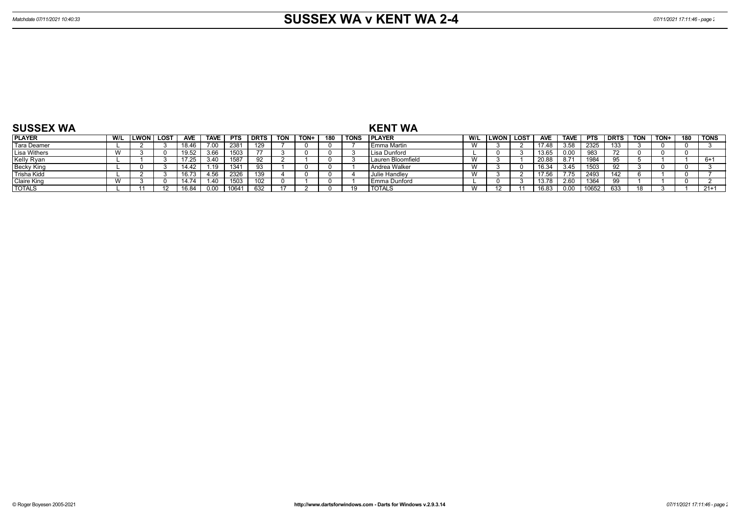# SUSSEX WA v KENT WA 2-4

## SUSSEX WA

| PLAYER | W/L | LWON | LOST | AVE | TAVE | PTS | DRTS | TON | TON+ | 180 | TONS |
|---|---|---|---|---|---|---|---|---|---|---|---|
| Tara Deamer | L | 2 | 3 | 18.46 | 7.00 | 2381 | 129 | 7 | 0 | 0 | 7 |
| Lisa Withers | W | 3 | 0 | 19.52 | 3.66 | 1503 | 77 | 3 | 0 | 0 | 3 |
| Kelly Ryan | L | 1 | 3 | 17.25 | 3.40 | 1587 | 92 | 2 | 1 | 0 | 3 |
| Becky King | L | 0 | 3 | 14.42 | 1.19 | 1341 | 93 | 1 | 0 | 0 | 1 |
| Trisha Kidd | L | 2 | 3 | 16.73 | 4.56 | 2326 | 139 | 4 | 0 | 0 | 4 |
| Claire King | W | 3 | 0 | 14.74 | 1.40 | 1503 | 102 | 0 | 1 | 0 | 1 |
| TOTALS | L | 11 | 12 | 16.84 | 0.00 | 10641 | 632 | 17 | 2 | 0 | 19 |

## KENT WA

| PLAYER | W/L | LWON | LOST | AVE | TAVE | PTS | DRTS | TON | TON+ | 180 | TONS |
|---|---|---|---|---|---|---|---|---|---|---|---|
| Emma Martin | W | 3 | 2 | 17.48 | 3.58 | 2325 | 133 | 3 | 0 | 0 | 3 |
| Lisa Dunford | L | 0 | 3 | 13.65 | 0.00 | 983 | 72 | 0 | 0 | 0 | |
| Lauren Bloomfield | W | 3 | 1 | 20.88 | 8.71 | 1984 | 95 | 5 | 1 | 1 | 6+1 |
| Andrea Walker | W | 3 | 0 | 16.34 | 3.45 | 1503 | 92 | 3 | 0 | 0 | 3 |
| Julie Handley | W | 3 | 2 | 17.56 | 7.75 | 2493 | 142 | 6 | 1 | 0 | 7 |
| Emma Dunford | L | 0 | 3 | 13.78 | 2.60 | 1364 | 99 | 1 | 1 | 0 | 2 |
| TOTALS | W | 12 | 11 | 16.83 | 0.00 | 10652 | 633 | 18 | 3 | 1 | 21+1 |